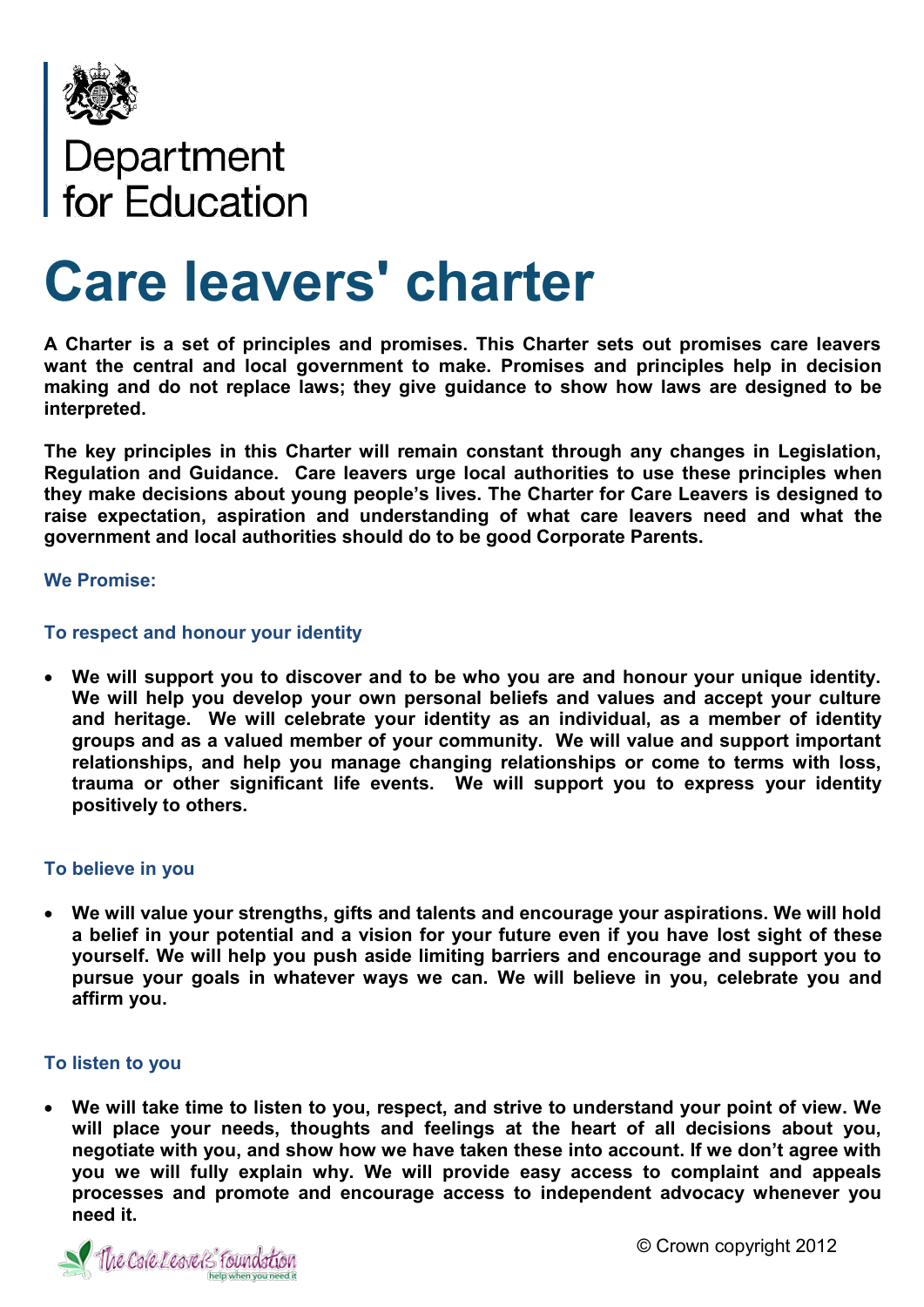Department for Education

# Care leavers' charter

**A Charter is a set of principles and promises. This Charter sets out promises care leavers want the central and local government to make. Promises and principles help in decision making and do not replace laws; they give guidance to show how laws are designed to be interpreted.**

**The key principles in this Charter will remain constant through any changes in Legislation, Regulation and Guidance. Care leavers urge local authorities to use these principles when they make decisions about young people's lives. The Charter for Care Leavers is designed to raise expectation, aspiration and understanding of what care leavers need and what the government and local authorities should do to be good Corporate Parents.**

### We Promise:

### To respect and honour your identity

- **We will support you to discover and to be who you are and honour your unique identity. We will help you develop your own personal beliefs and values and accept your culture and heritage. We will celebrate your identity as an individual, as a member of identity groups and as a valued member of your community. We will value and support important relationships, and help you manage changing relationships or come to terms with loss, trauma or other significant life events. We will support you to express your identity positively to others.**

### To believe in you

- **We will value your strengths, gifts and talents and encourage your aspirations. We will hold a belief in your potential and a vision for your future even if you have lost sight of these yourself. We will help you push aside limiting barriers and encourage and support you to pursue your goals in whatever ways we can. We will believe in you, celebrate you and affirm you.**

### To listen to you

- **We will take time to listen to you, respect, and strive to understand your point of view. We will place your needs, thoughts and feelings at the heart of all decisions about you, negotiate with you, and show how we have taken these into account. If we don't agree with you we will fully explain why. We will provide easy access to complaint and appeals processes and promote and encourage access to independent advocacy whenever you need it.**

The Care Leavers' Foundation – help when you need it

© Crown copyright 2012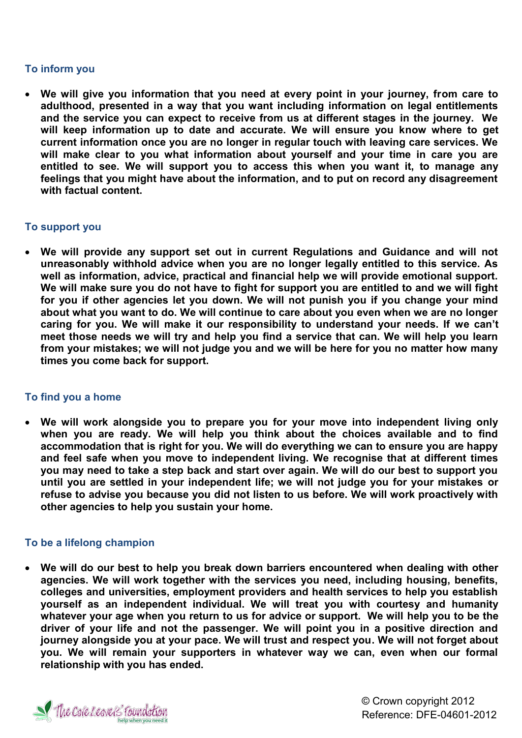## To inform you

- **We will give you information that you need at every point in your journey, from care to adulthood, presented in a way that you want including information on legal entitlements and the service you can expect to receive from us at different stages in the journey. We will keep information up to date and accurate. We will ensure you know where to get current information once you are no longer in regular touch with leaving care services. We will make clear to you what information about yourself and your time in care you are entitled to see. We will support you to access this when you want it, to manage any feelings that you might have about the information, and to put on record any disagreement with factual content.**

## To support you

- **We will provide any support set out in current Regulations and Guidance and will not unreasonably withhold advice when you are no longer legally entitled to this service. As well as information, advice, practical and financial help we will provide emotional support. We will make sure you do not have to fight for support you are entitled to and we will fight for you if other agencies let you down. We will not punish you if you change your mind about what you want to do. We will continue to care about you even when we are no longer caring for you. We will make it our responsibility to understand your needs. If we can't meet those needs we will try and help you find a service that can. We will help you learn from your mistakes; we will not judge you and we will be here for you no matter how many times you come back for support.**

## To find you a home

- **We will work alongside you to prepare you for your move into independent living only when you are ready. We will help you think about the choices available and to find accommodation that is right for you. We will do everything we can to ensure you are happy and feel safe when you move to independent living. We recognise that at different times you may need to take a step back and start over again. We will do our best to support you until you are settled in your independent life; we will not judge you for your mistakes or refuse to advise you because you did not listen to us before. We will work proactively with other agencies to help you sustain your home.**

## To be a lifelong champion

- **We will do our best to help you break down barriers encountered when dealing with other agencies. We will work together with the services you need, including housing, benefits, colleges and universities, employment providers and health services to help you establish yourself as an independent individual. We will treat you with courtesy and humanity whatever your age when you return to us for advice or support. We will help you to be the driver of your life and not the passenger. We will point you in a positive direction and journey alongside you at your pace. We will trust and respect you. We will not forget about you. We will remain your supporters in whatever way we can, even when our formal relationship with you has ended.**

The Care Leavers' Foundation
help when you need it

© Crown copyright 2012
Reference: DFE-04601-2012